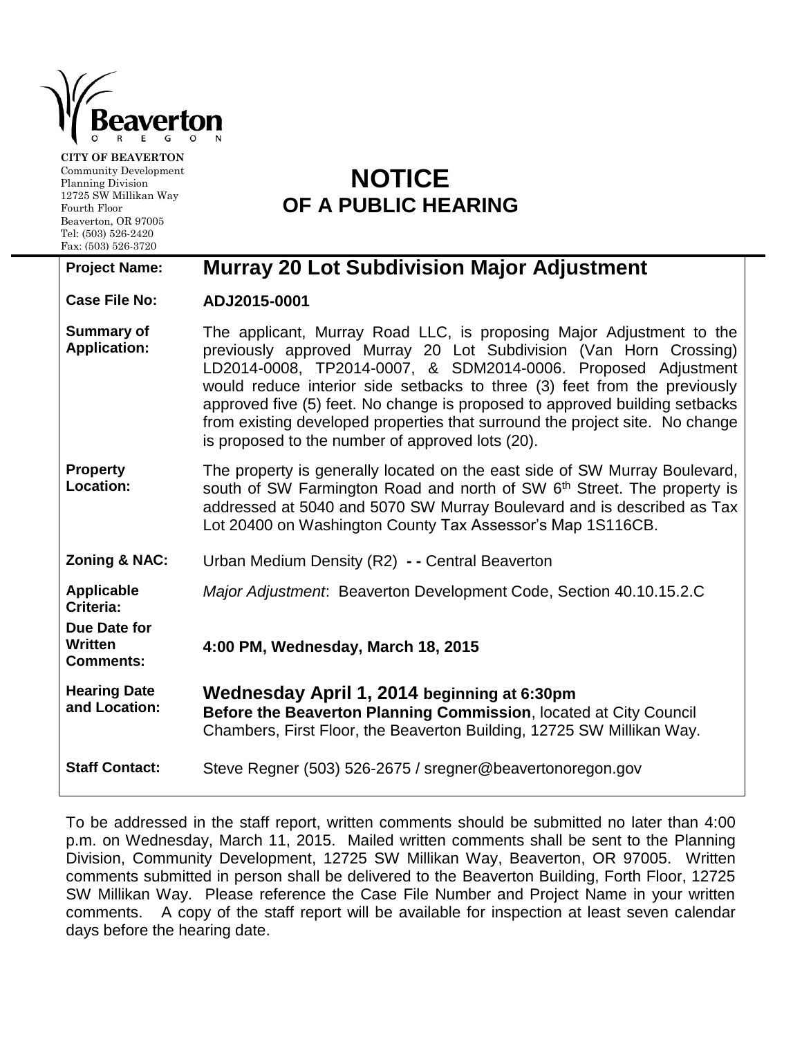Beaverton
OREGON

**CITY OF BEAVERTON**
Community Development
Planning Division
12725 SW Millikan Way
Fourth Floor
Beaverton, OR 97005
Tel: (503) 526-2420
Fax: (503) 526-3720

# NOTICE
## OF A PUBLIC HEARING

| | |
|---|---|
| **Project Name:** | **Murray 20 Lot Subdivision Major Adjustment** |
| **Case File No:** | **ADJ2015-0001** |
| **Summary of Application:** | The applicant, Murray Road LLC, is proposing Major Adjustment to the previously approved Murray 20 Lot Subdivision (Van Horn Crossing) LD2014-0008, TP2014-0007, & SDM2014-0006. Proposed Adjustment would reduce interior side setbacks to three (3) feet from the previously approved five (5) feet. No change is proposed to approved building setbacks from existing developed properties that surround the project site. No change is proposed to the number of approved lots (20). |
| **Property Location:** | The property is generally located on the east side of SW Murray Boulevard, south of SW Farmington Road and north of SW 6th Street. The property is addressed at 5040 and 5070 SW Murray Boulevard and is described as Tax Lot 20400 on Washington County Tax Assessor's Map 1S116CB. |
| **Zoning & NAC:** | Urban Medium Density (R2) - - Central Beaverton |
| **Applicable Criteria:** | *Major Adjustment*: Beaverton Development Code, Section 40.10.15.2.C |
| **Due Date for Written Comments:** | **4:00 PM, Wednesday, March 18, 2015** |
| **Hearing Date and Location:** | **Wednesday April 1, 2014 beginning at 6:30pm** **Before the Beaverton Planning Commission**, located at City Council Chambers, First Floor, the Beaverton Building, 12725 SW Millikan Way. |
| **Staff Contact:** | Steve Regner (503) 526-2675 / sregner@beavertonoregon.gov |

To be addressed in the staff report, written comments should be submitted no later than 4:00 p.m. on Wednesday, March 11, 2015. Mailed written comments shall be sent to the Planning Division, Community Development, 12725 SW Millikan Way, Beaverton, OR 97005. Written comments submitted in person shall be delivered to the Beaverton Building, Forth Floor, 12725 SW Millikan Way. Please reference the Case File Number and Project Name in your written comments. A copy of the staff report will be available for inspection at least seven calendar days before the hearing date.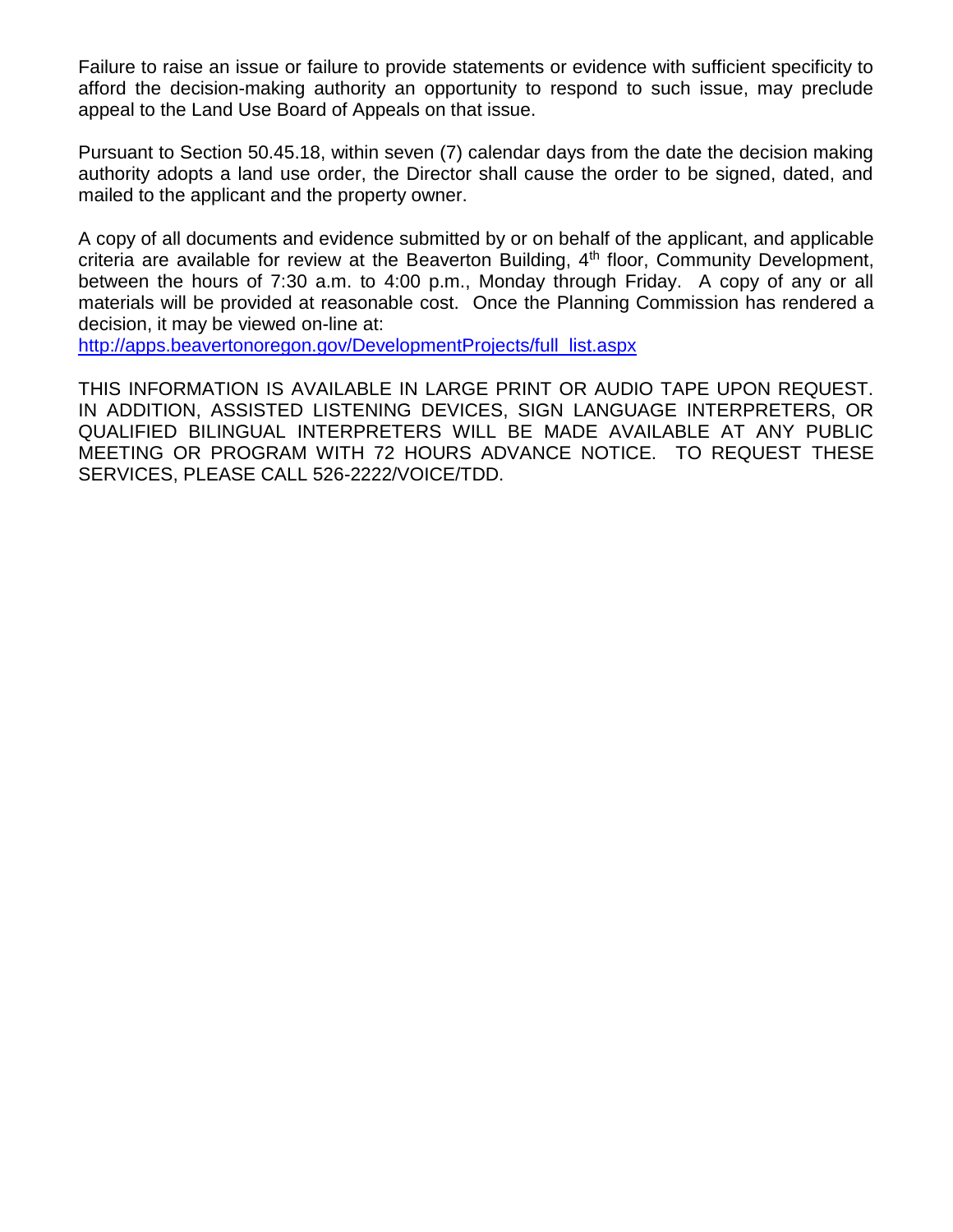Failure to raise an issue or failure to provide statements or evidence with sufficient specificity to afford the decision-making authority an opportunity to respond to such issue, may preclude appeal to the Land Use Board of Appeals on that issue.

Pursuant to Section 50.45.18, within seven (7) calendar days from the date the decision making authority adopts a land use order, the Director shall cause the order to be signed, dated, and mailed to the applicant and the property owner.

A copy of all documents and evidence submitted by or on behalf of the applicant, and applicable criteria are available for review at the Beaverton Building, 4th floor, Community Development, between the hours of 7:30 a.m. to 4:00 p.m., Monday through Friday. A copy of any or all materials will be provided at reasonable cost. Once the Planning Commission has rendered a decision, it may be viewed on-line at:
http://apps.beavertonoregon.gov/DevelopmentProjects/full_list.aspx

THIS INFORMATION IS AVAILABLE IN LARGE PRINT OR AUDIO TAPE UPON REQUEST. IN ADDITION, ASSISTED LISTENING DEVICES, SIGN LANGUAGE INTERPRETERS, OR QUALIFIED BILINGUAL INTERPRETERS WILL BE MADE AVAILABLE AT ANY PUBLIC MEETING OR PROGRAM WITH 72 HOURS ADVANCE NOTICE. TO REQUEST THESE SERVICES, PLEASE CALL 526-2222/VOICE/TDD.